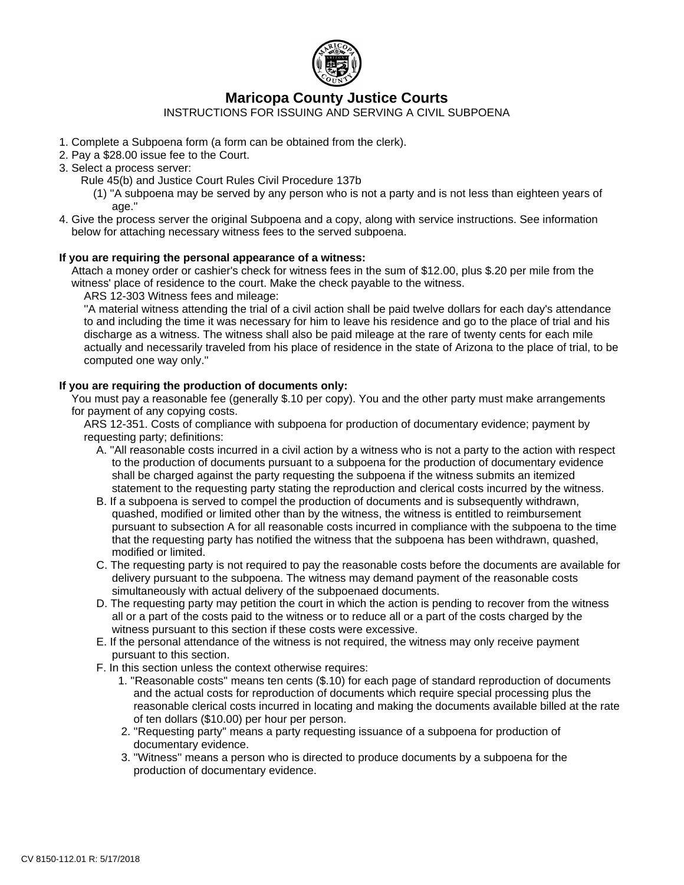# Maricopa County Justice Courts

INSTRUCTIONS FOR ISSUING AND SERVING A CIVIL SUBPOENA

1. Complete a Subpoena form (a form can be obtained from the clerk).
2. Pay a $28.00 issue fee to the Court.
3. Select a process server:
   Rule 45(b) and Justice Court Rules Civil Procedure 137b
   (1) "A subpoena may be served by any person who is not a party and is not less than eighteen years of age."
4. Give the process server the original Subpoena and a copy, along with service instructions. See information below for attaching necessary witness fees to the served subpoena.

**If you are requiring the personal appearance of a witness:**

Attach a money order or cashier's check for witness fees in the sum of $12.00, plus $.20 per mile from the witness' place of residence to the court. Make the check payable to the witness.

ARS 12-303 Witness fees and mileage:

"A material witness attending the trial of a civil action shall be paid twelve dollars for each day's attendance to and including the time it was necessary for him to leave his residence and go to the place of trial and his discharge as a witness. The witness shall also be paid mileage at the rare of twenty cents for each mile actually and necessarily traveled from his place of residence in the state of Arizona to the place of trial, to be computed one way only."

**If you are requiring the production of documents only:**

You must pay a reasonable fee (generally $.10 per copy). You and the other party must make arrangements for payment of any copying costs.

ARS 12-351. Costs of compliance with subpoena for production of documentary evidence; payment by requesting party; definitions:

A. "All reasonable costs incurred in a civil action by a witness who is not a party to the action with respect to the production of documents pursuant to a subpoena for the production of documentary evidence shall be charged against the party requesting the subpoena if the witness submits an itemized statement to the requesting party stating the reproduction and clerical costs incurred by the witness.

B. If a subpoena is served to compel the production of documents and is subsequently withdrawn, quashed, modified or limited other than by the witness, the witness is entitled to reimbursement pursuant to subsection A for all reasonable costs incurred in compliance with the subpoena to the time that the requesting party has notified the witness that the subpoena has been withdrawn, quashed, modified or limited.

C. The requesting party is not required to pay the reasonable costs before the documents are available for delivery pursuant to the subpoena. The witness may demand payment of the reasonable costs simultaneously with actual delivery of the subpoenaed documents.

D. The requesting party may petition the court in which the action is pending to recover from the witness all or a part of the costs paid to the witness or to reduce all or a part of the costs charged by the witness pursuant to this section if these costs were excessive.

E. If the personal attendance of the witness is not required, the witness may only receive payment pursuant to this section.

F. In this section unless the context otherwise requires:

1. "Reasonable costs" means ten cents ($.10) for each page of standard reproduction of documents and the actual costs for reproduction of documents which require special processing plus the reasonable clerical costs incurred in locating and making the documents available billed at the rate of ten dollars ($10.00) per hour per person.
2. "Requesting party" means a party requesting issuance of a subpoena for production of documentary evidence.
3. "Witness" means a person who is directed to produce documents by a subpoena for the production of documentary evidence.

CV 8150-112.01 R: 5/17/2018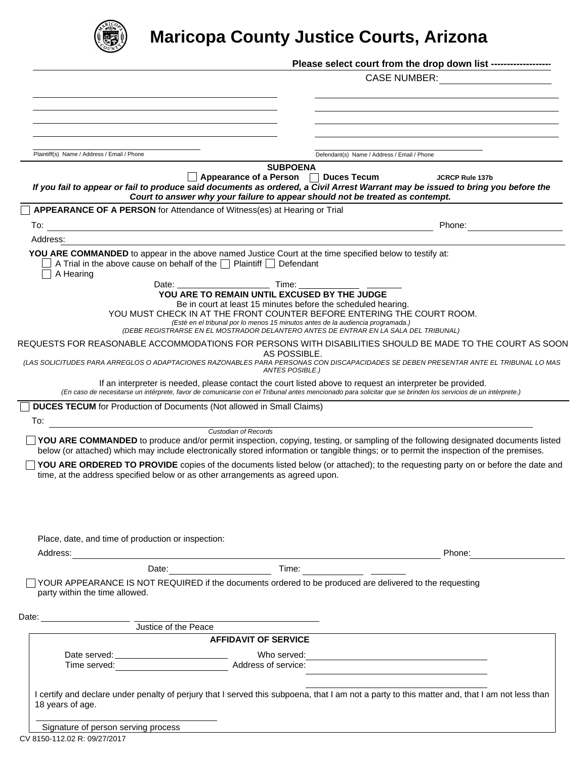# Maricopa County Justice Courts, Arizona

**Please select court from the drop down list -------------------**

CASE NUMBER: ____________________

Plaintiff(s) Name / Address / Email / Phone

Defendant(s) Name / Address / Email / Phone

## SUBPOENA

☐ **Appearance of a Person** ☐ **Duces Tecum** **JCRCP Rule 137b**

***If you fail to appear or fail to produce said documents as ordered, a Civil Arrest Warrant may be issued to bring you before the Court to answer why your failure to appear should not be treated as contempt.***

☐ **APPEARANCE OF A PERSON** for Attendance of Witness(es) at Hearing or Trial

To: ____________________ Phone: ____________________

Address: ____________________

**YOU ARE COMMANDED** to appear in the above named Justice Court at the time specified below to testify at:

☐ A Trial in the above cause on behalf of the ☐ Plaintiff ☐ Defendant

☐ A Hearing

Date: ____________________ Time: ____________ _______

**YOU ARE TO REMAIN UNTIL EXCUSED BY THE JUDGE**

Be in court at least 15 minutes before the scheduled hearing.

YOU MUST CHECK IN AT THE FRONT COUNTER BEFORE ENTERING THE COURT ROOM.

*(Esté en el tribunal por lo menos 15 minutos antes de la audiencia programada.)*

*(DEBE REGISTRARSE EN EL MOSTRADOR DELANTERO ANTES DE ENTRAR EN LA SALA DEL TRIBUNAL)*

REQUESTS FOR REASONABLE ACCOMMODATIONS FOR PERSONS WITH DISABILITIES SHOULD BE MADE TO THE COURT AS SOON AS POSSIBLE.

*(LAS SOLICITUDES PARA ARREGLOS O ADAPTACIONES RAZONABLES PARA PERSONAS CON DISCAPACIDADES SE DEBEN PRESENTAR ANTE EL TRIBUNAL LO MAS ANTES POSIBLE.)*

If an interpreter is needed, please contact the court listed above to request an interpreter be provided.

*(En caso de necesitarse un intérprete, favor de comunicarse con el Tribunal antes mencionado para solicitar que se brinden los servicios de un intérprete.)*

☐ **DUCES TECUM** for Production of Documents (Not allowed in Small Claims)

To: ____________________

*Custodian of Records*

☐ **YOU ARE COMMANDED** to produce and/or permit inspection, copying, testing, or sampling of the following designated documents listed below (or attached) which may include electronically stored information or tangible things; or to permit the inspection of the premises.

☐ **YOU ARE ORDERED TO PROVIDE** copies of the documents listed below (or attached); to the requesting party on or before the date and time, at the address specified below or as other arrangements as agreed upon.

Place, date, and time of production or inspection:

Address: ____________________ Phone: ____________________

Date: ____________________ Time: ____________ _______

☐ YOUR APPEARANCE IS NOT REQUIRED if the documents ordered to be produced are delivered to the requesting party within the time allowed.

Date: ____________________ ____________________

Justice of the Peace

## AFFIDAVIT OF SERVICE

Date served: ____________________ Who served: ____________________

Time served: ____________________ Address of service: ____________________

I certify and declare under penalty of perjury that I served this subpoena, that I am not a party to this matter and, that I am not less than 18 years of age.

____________________

Signature of person serving process

CV 8150-112.02 R: 09/27/2017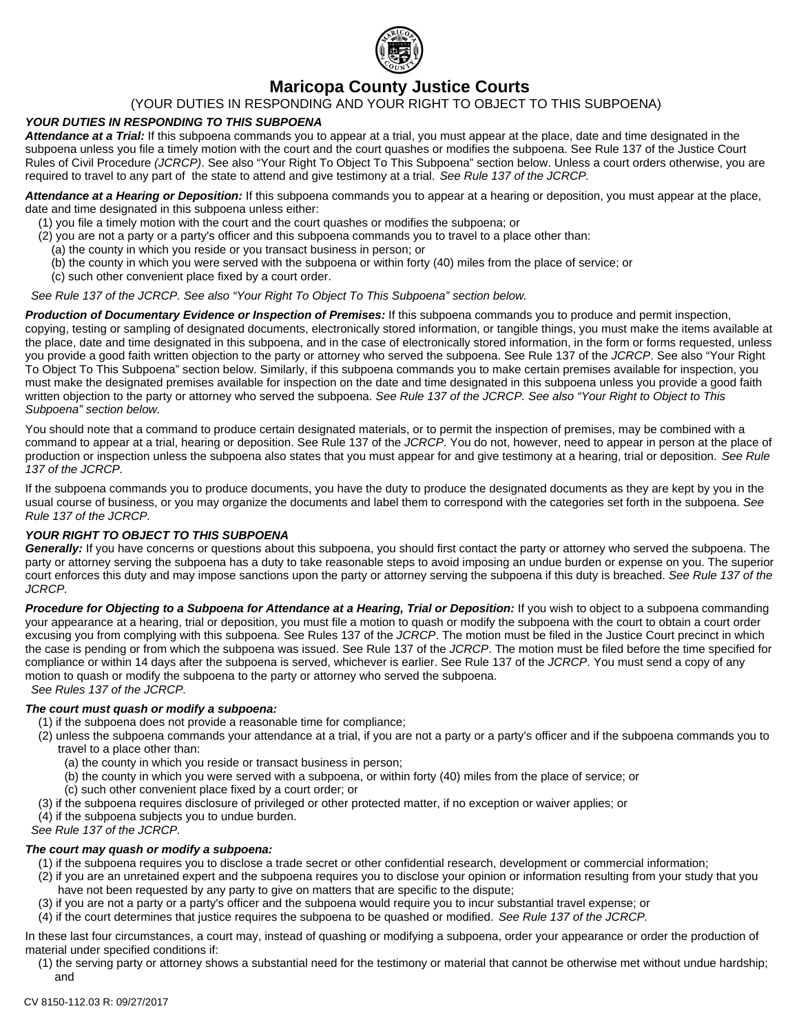# Maricopa County Justice Courts

(YOUR DUTIES IN RESPONDING AND YOUR RIGHT TO OBJECT TO THIS SUBPOENA)

***YOUR DUTIES IN RESPONDING TO THIS SUBPOENA***

***Attendance at a Trial:*** If this subpoena commands you to appear at a trial, you must appear at the place, date and time designated in the subpoena unless you file a timely motion with the court and the court quashes or modifies the subpoena. See Rule 137 of the Justice Court Rules of Civil Procedure *(JCRCP)*. See also "Your Right To Object To This Subpoena" section below. Unless a court orders otherwise, you are required to travel to any part of the state to attend and give testimony at a trial. *See Rule 137 of the JCRCP.*

***Attendance at a Hearing or Deposition:*** If this subpoena commands you to appear at a hearing or deposition, you must appear at the place, date and time designated in this subpoena unless either:

(1) you file a timely motion with the court and the court quashes or modifies the subpoena; or

(2) you are not a party or a party's officer and this subpoena commands you to travel to a place other than:

(a) the county in which you reside or you transact business in person; or

(b) the county in which you were served with the subpoena or within forty (40) miles from the place of service; or

(c) such other convenient place fixed by a court order.

*See Rule 137 of the JCRCP. See also "Your Right To Object To This Subpoena" section below.*

***Production of Documentary Evidence or Inspection of Premises:*** If this subpoena commands you to produce and permit inspection, copying, testing or sampling of designated documents, electronically stored information, or tangible things, you must make the items available at the place, date and time designated in this subpoena, and in the case of electronically stored information, in the form or forms requested, unless you provide a good faith written objection to the party or attorney who served the subpoena. See Rule 137 of the *JCRCP*. See also "Your Right To Object To This Subpoena" section below. Similarly, if this subpoena commands you to make certain premises available for inspection, you must make the designated premises available for inspection on the date and time designated in this subpoena unless you provide a good faith written objection to the party or attorney who served the subpoena. *See Rule 137 of the JCRCP. See also "Your Right to Object to This Subpoena" section below.*

You should note that a command to produce certain designated materials, or to permit the inspection of premises, may be combined with a command to appear at a trial, hearing or deposition. See Rule 137 of the *JCRCP*. You do not, however, need to appear in person at the place of production or inspection unless the subpoena also states that you must appear for and give testimony at a hearing, trial or deposition. *See Rule 137 of the JCRCP.*

If the subpoena commands you to produce documents, you have the duty to produce the designated documents as they are kept by you in the usual course of business, or you may organize the documents and label them to correspond with the categories set forth in the subpoena. *See Rule 137 of the JCRCP.*

***YOUR RIGHT TO OBJECT TO THIS SUBPOENA***

***Generally:*** If you have concerns or questions about this subpoena, you should first contact the party or attorney who served the subpoena. The party or attorney serving the subpoena has a duty to take reasonable steps to avoid imposing an undue burden or expense on you. The superior court enforces this duty and may impose sanctions upon the party or attorney serving the subpoena if this duty is breached. *See Rule 137 of the JCRCP.*

***Procedure for Objecting to a Subpoena for Attendance at a Hearing, Trial or Deposition:*** If you wish to object to a subpoena commanding your appearance at a hearing, trial or deposition, you must file a motion to quash or modify the subpoena with the court to obtain a court order excusing you from complying with this subpoena. See Rules 137 of the *JCRCP*. The motion must be filed in the Justice Court precinct in which the case is pending or from which the subpoena was issued. See Rule 137 of the *JCRCP*. The motion must be filed before the time specified for compliance or within 14 days after the subpoena is served, whichever is earlier. See Rule 137 of the *JCRCP*. You must send a copy of any motion to quash or modify the subpoena to the party or attorney who served the subpoena.
*See Rules 137 of the JCRCP.*

***The court must quash or modify a subpoena:***

(1) if the subpoena does not provide a reasonable time for compliance;

(2) unless the subpoena commands your attendance at a trial, if you are not a party or a party's officer and if the subpoena commands you to travel to a place other than:

(a) the county in which you reside or transact business in person;

(b) the county in which you were served with a subpoena, or within forty (40) miles from the place of service; or

(c) such other convenient place fixed by a court order; or

(3) if the subpoena requires disclosure of privileged or other protected matter, if no exception or waiver applies; or

(4) if the subpoena subjects you to undue burden.

*See Rule 137 of the JCRCP.*

***The court may quash or modify a subpoena:***

(1) if the subpoena requires you to disclose a trade secret or other confidential research, development or commercial information;

(2) if you are an unretained expert and the subpoena requires you to disclose your opinion or information resulting from your study that you have not been requested by any party to give on matters that are specific to the dispute;

(3) if you are not a party or a party's officer and the subpoena would require you to incur substantial travel expense; or

(4) if the court determines that justice requires the subpoena to be quashed or modified. *See Rule 137 of the JCRCP.*

In these last four circumstances, a court may, instead of quashing or modifying a subpoena, order your appearance or order the production of material under specified conditions if:

(1) the serving party or attorney shows a substantial need for the testimony or material that cannot be otherwise met without undue hardship; and

CV 8150-112.03 R: 09/27/2017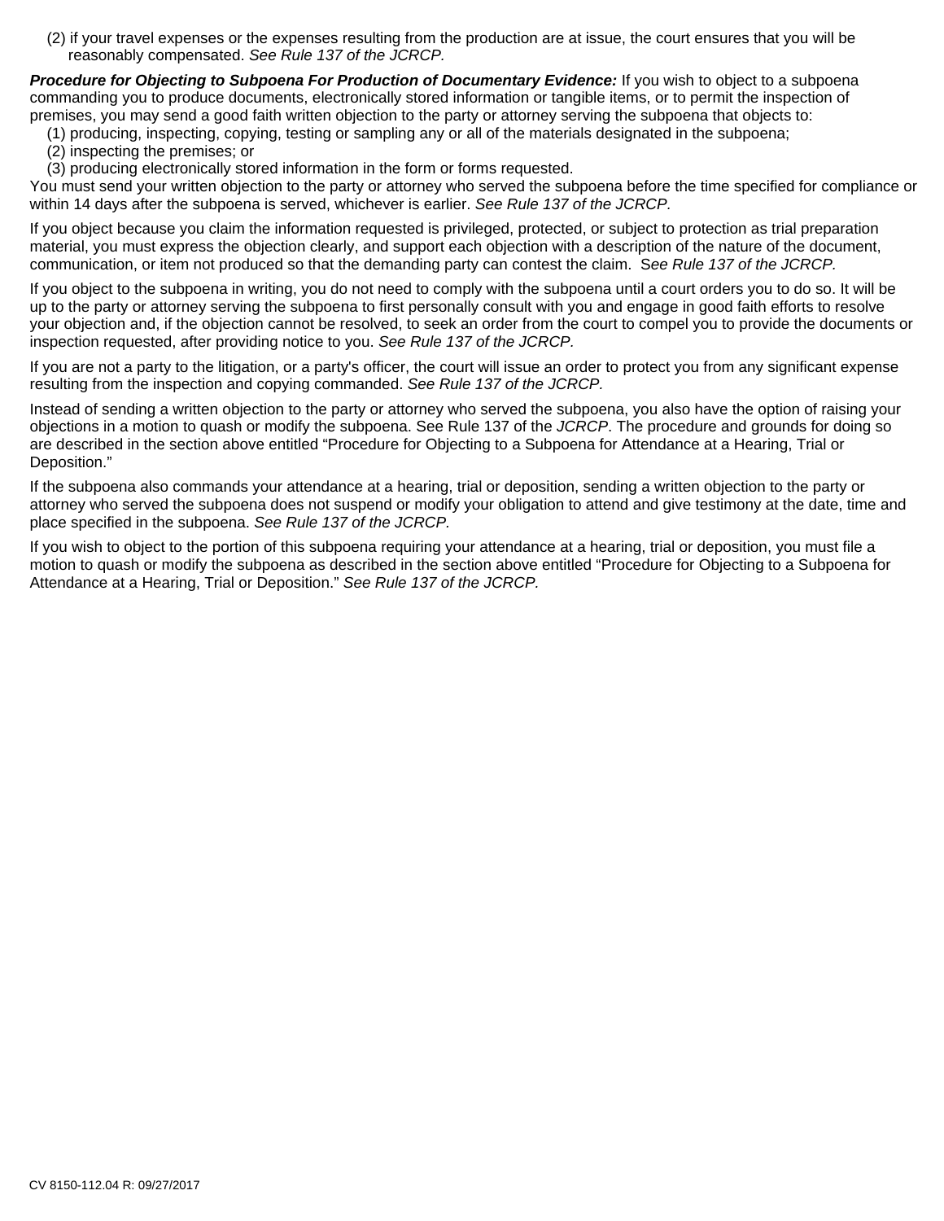(2) if your travel expenses or the expenses resulting from the production are at issue, the court ensures that you will be reasonably compensated. *See Rule 137 of the JCRCP.*

***Procedure for Objecting to Subpoena For Production of Documentary Evidence:*** If you wish to object to a subpoena commanding you to produce documents, electronically stored information or tangible items, or to permit the inspection of premises, you may send a good faith written objection to the party or attorney serving the subpoena that objects to:

(1) producing, inspecting, copying, testing or sampling any or all of the materials designated in the subpoena;
(2) inspecting the premises; or
(3) producing electronically stored information in the form or forms requested.

You must send your written objection to the party or attorney who served the subpoena before the time specified for compliance or within 14 days after the subpoena is served, whichever is earlier. *See Rule 137 of the JCRCP.*

If you object because you claim the information requested is privileged, protected, or subject to protection as trial preparation material, you must express the objection clearly, and support each objection with a description of the nature of the document, communication, or item not produced so that the demanding party can contest the claim. S*ee Rule 137 of the JCRCP.*

If you object to the subpoena in writing, you do not need to comply with the subpoena until a court orders you to do so. It will be up to the party or attorney serving the subpoena to first personally consult with you and engage in good faith efforts to resolve your objection and, if the objection cannot be resolved, to seek an order from the court to compel you to provide the documents or inspection requested, after providing notice to you. *See Rule 137 of the JCRCP.*

If you are not a party to the litigation, or a party's officer, the court will issue an order to protect you from any significant expense resulting from the inspection and copying commanded. *See Rule 137 of the JCRCP.*

Instead of sending a written objection to the party or attorney who served the subpoena, you also have the option of raising your objections in a motion to quash or modify the subpoena. See Rule 137 of the *JCRCP*. The procedure and grounds for doing so are described in the section above entitled "Procedure for Objecting to a Subpoena for Attendance at a Hearing, Trial or Deposition."

If the subpoena also commands your attendance at a hearing, trial or deposition, sending a written objection to the party or attorney who served the subpoena does not suspend or modify your obligation to attend and give testimony at the date, time and place specified in the subpoena. *See Rule 137 of the JCRCP.*

If you wish to object to the portion of this subpoena requiring your attendance at a hearing, trial or deposition, you must file a motion to quash or modify the subpoena as described in the section above entitled "Procedure for Objecting to a Subpoena for Attendance at a Hearing, Trial or Deposition." *See Rule 137 of the JCRCP.*

CV 8150-112.04 R: 09/27/2017